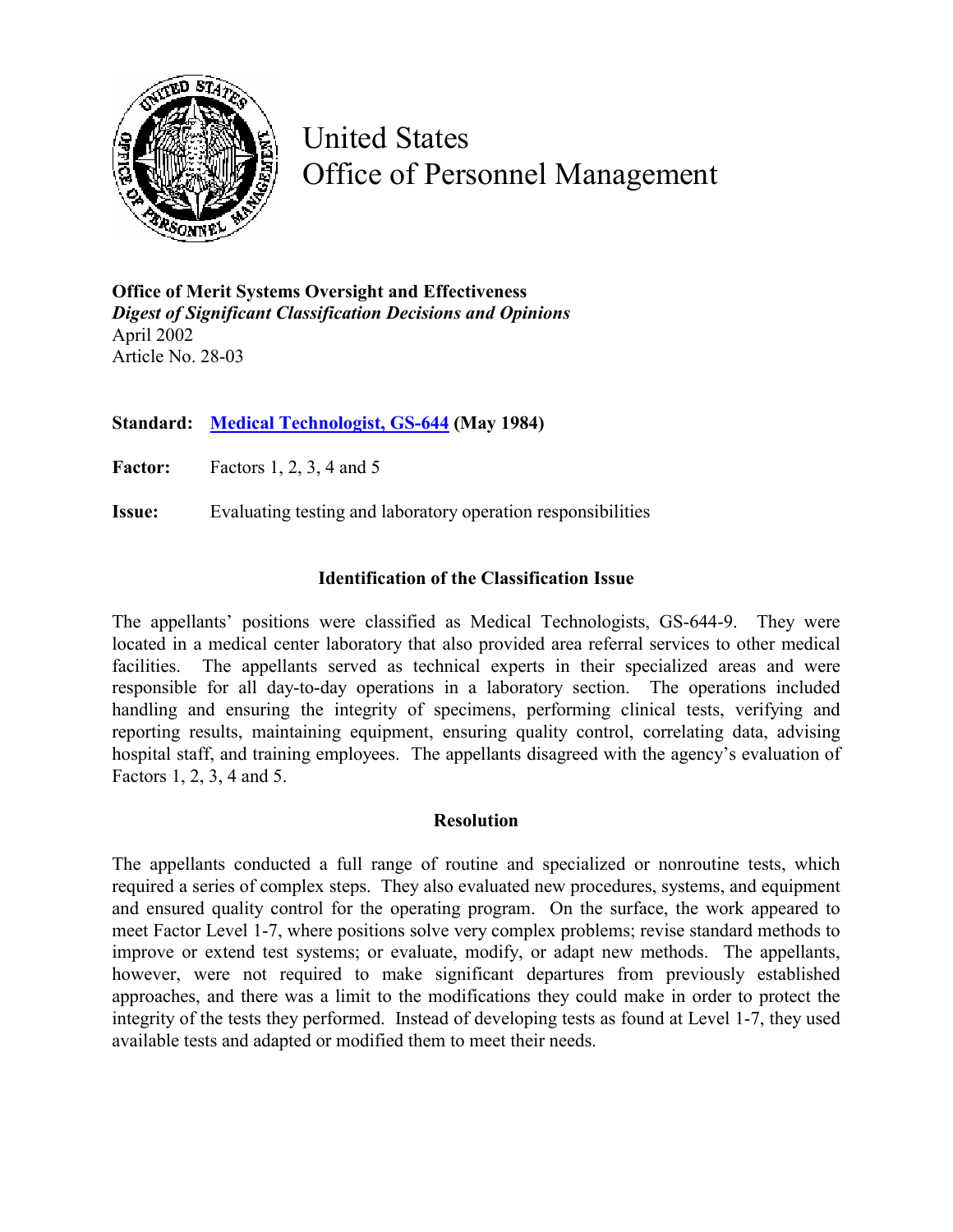# United States Office of Personnel Management

**Office of Merit Systems Oversight and Effectiveness**
***Digest of Significant Classification Decisions and Opinions***
April 2002
Article No. 28-03

**Standard:** **Medical Technologist, GS-644 (May 1984)**

**Factor:** Factors 1, 2, 3, 4 and 5

**Issue:** Evaluating testing and laboratory operation responsibilities

## Identification of the Classification Issue

The appellants' positions were classified as Medical Technologists, GS-644-9. They were located in a medical center laboratory that also provided area referral services to other medical facilities. The appellants served as technical experts in their specialized areas and were responsible for all day-to-day operations in a laboratory section. The operations included handling and ensuring the integrity of specimens, performing clinical tests, verifying and reporting results, maintaining equipment, ensuring quality control, correlating data, advising hospital staff, and training employees. The appellants disagreed with the agency's evaluation of Factors 1, 2, 3, 4 and 5.

## Resolution

The appellants conducted a full range of routine and specialized or nonroutine tests, which required a series of complex steps. They also evaluated new procedures, systems, and equipment and ensured quality control for the operating program. On the surface, the work appeared to meet Factor Level 1-7, where positions solve very complex problems; revise standard methods to improve or extend test systems; or evaluate, modify, or adapt new methods. The appellants, however, were not required to make significant departures from previously established approaches, and there was a limit to the modifications they could make in order to protect the integrity of the tests they performed. Instead of developing tests as found at Level 1-7, they used available tests and adapted or modified them to meet their needs.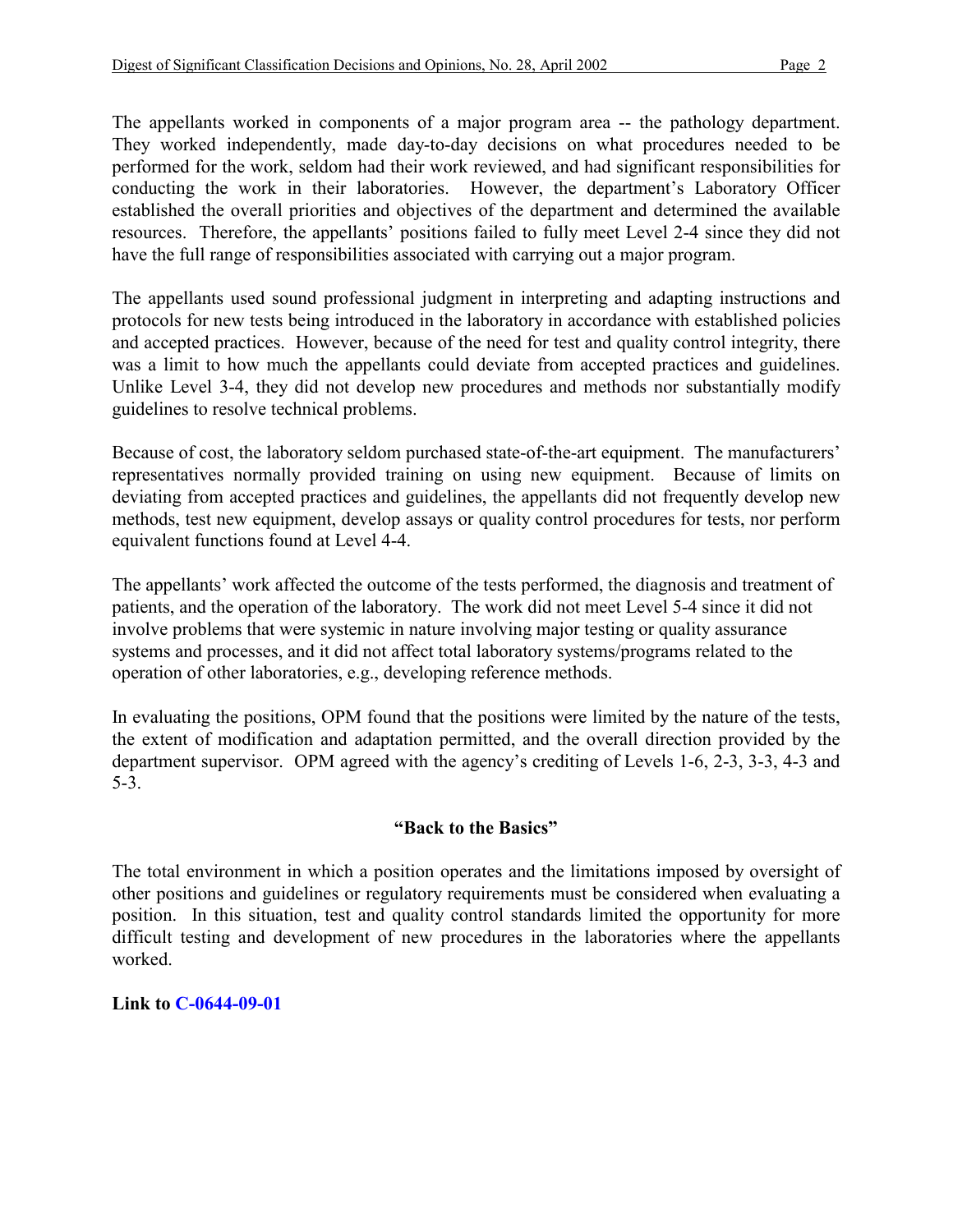The appellants worked in components of a major program area -- the pathology department. They worked independently, made day-to-day decisions on what procedures needed to be performed for the work, seldom had their work reviewed, and had significant responsibilities for conducting the work in their laboratories. However, the department's Laboratory Officer established the overall priorities and objectives of the department and determined the available resources. Therefore, the appellants' positions failed to fully meet Level 2-4 since they did not have the full range of responsibilities associated with carrying out a major program.

The appellants used sound professional judgment in interpreting and adapting instructions and protocols for new tests being introduced in the laboratory in accordance with established policies and accepted practices. However, because of the need for test and quality control integrity, there was a limit to how much the appellants could deviate from accepted practices and guidelines. Unlike Level 3-4, they did not develop new procedures and methods nor substantially modify guidelines to resolve technical problems.

Because of cost, the laboratory seldom purchased state-of-the-art equipment. The manufacturers' representatives normally provided training on using new equipment. Because of limits on deviating from accepted practices and guidelines, the appellants did not frequently develop new methods, test new equipment, develop assays or quality control procedures for tests, nor perform equivalent functions found at Level 4-4.

The appellants' work affected the outcome of the tests performed, the diagnosis and treatment of patients, and the operation of the laboratory. The work did not meet Level 5-4 since it did not involve problems that were systemic in nature involving major testing or quality assurance systems and processes, and it did not affect total laboratory systems/programs related to the operation of other laboratories, e.g., developing reference methods.

In evaluating the positions, OPM found that the positions were limited by the nature of the tests, the extent of modification and adaptation permitted, and the overall direction provided by the department supervisor. OPM agreed with the agency's crediting of Levels 1-6, 2-3, 3-3, 4-3 and 5-3.

**"Back to the Basics"**

The total environment in which a position operates and the limitations imposed by oversight of other positions and guidelines or regulatory requirements must be considered when evaluating a position. In this situation, test and quality control standards limited the opportunity for more difficult testing and development of new procedures in the laboratories where the appellants worked.

**Link to C-0644-09-01**